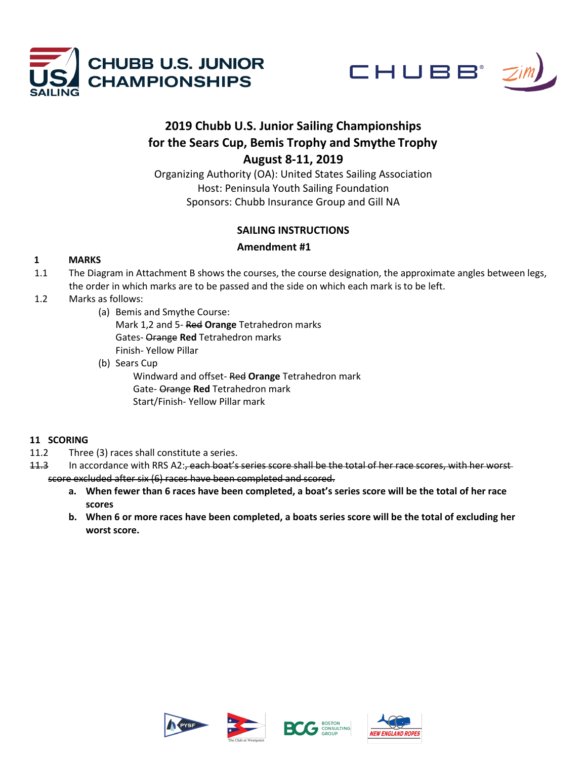CHUBB U.S. JUNIOR CHAMPIONSHIPS

# 2019 Chubb U.S. Junior Sailing Championships for the Sears Cup, Bemis Trophy and Smythe Trophy August 8-11, 2019

Organizing Authority (OA): United States Sailing Association
Host: Peninsula Youth Sailing Foundation
Sponsors: Chubb Insurance Group and Gill NA

## SAILING INSTRUCTIONS

## Amendment #1

**1 MARKS**

1.1 The Diagram in Attachment B shows the courses, the course designation, the approximate angles between legs, the order in which marks are to be passed and the side on which each mark is to be left.

1.2 Marks as follows:

(a) Bemis and Smythe Course:
Mark 1,2 and 5- ~~Red~~ **Orange** Tetrahedron marks
Gates- ~~Orange~~ **Red** Tetrahedron marks
Finish- Yellow Pillar

(b) Sears Cup
Windward and offset- ~~Red~~ **Orange** Tetrahedron mark
Gate- ~~Orange~~ **Red** Tetrahedron mark
Start/Finish- Yellow Pillar mark

**11 SCORING**

11.2 Three (3) races shall constitute a series.

~~11.3~~ In accordance with RRS A2:~~, each boat's series score shall be the total of her race scores, with her worst score excluded after six (6) races have been completed and scored.~~

**a. When fewer than 6 races have been completed, a boat's series score will be the total of her race scores**

**b. When 6 or more races have been completed, a boats series score will be the total of excluding her worst score.**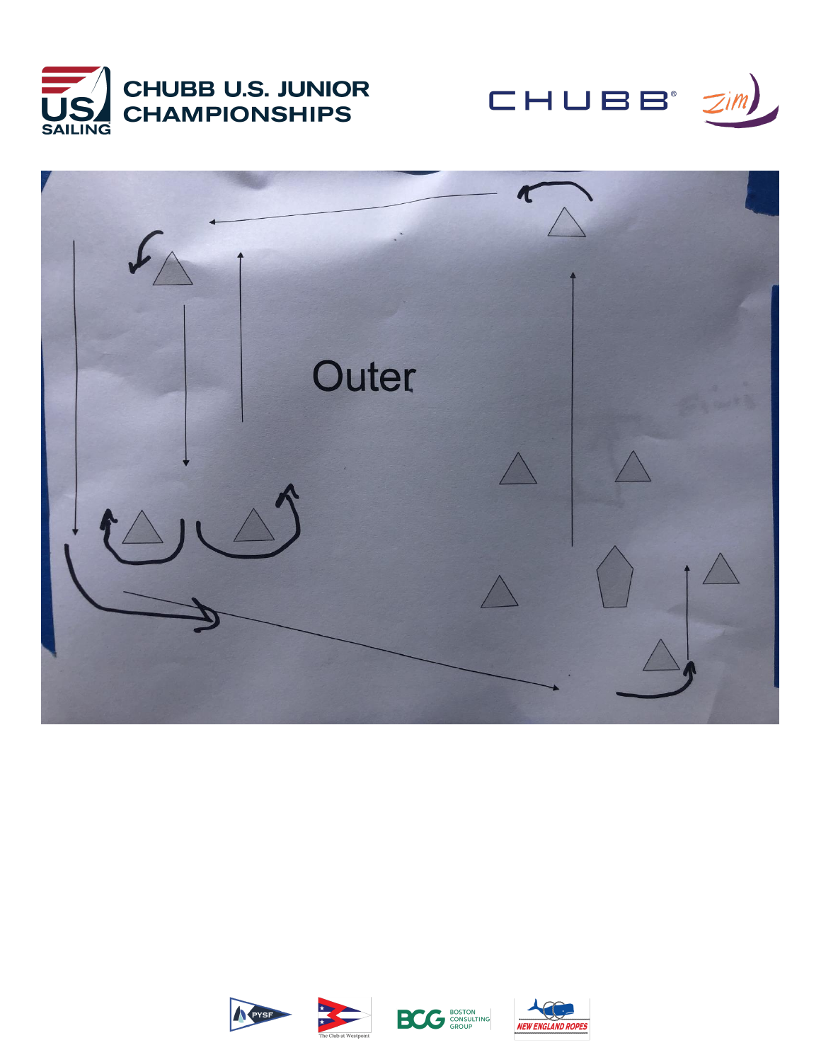Outer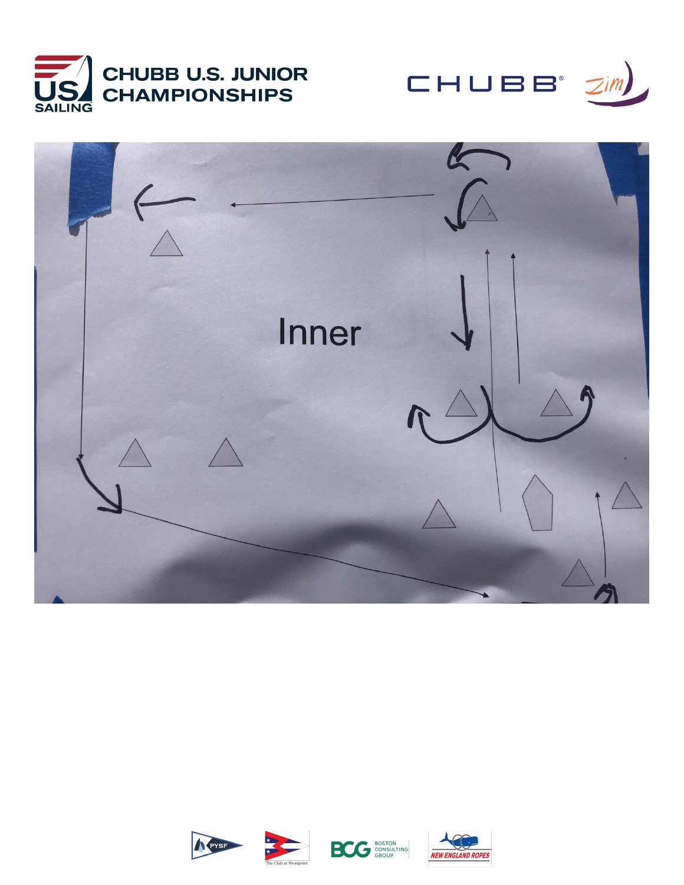Inner